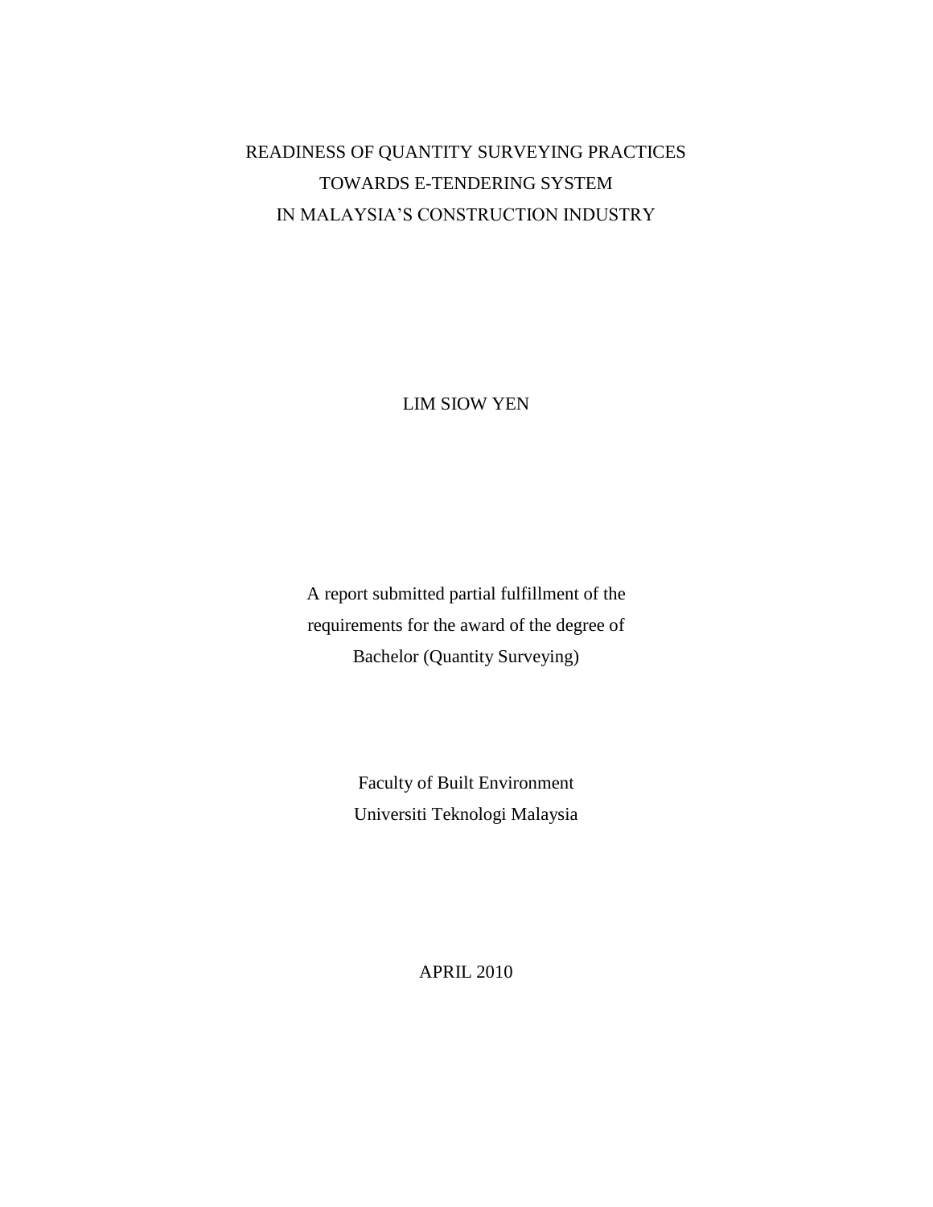# READINESS OF QUANTITY SURVEYING PRACTICES TOWARDS E-TENDERING SYSTEM IN MALAYSIA'S CONSTRUCTION INDUSTRY

LIM SIOW YEN

A report submitted partial fulfillment of the
requirements for the award of the degree of
Bachelor (Quantity Surveying)

Faculty of Built Environment
Universiti Teknologi Malaysia

APRIL 2010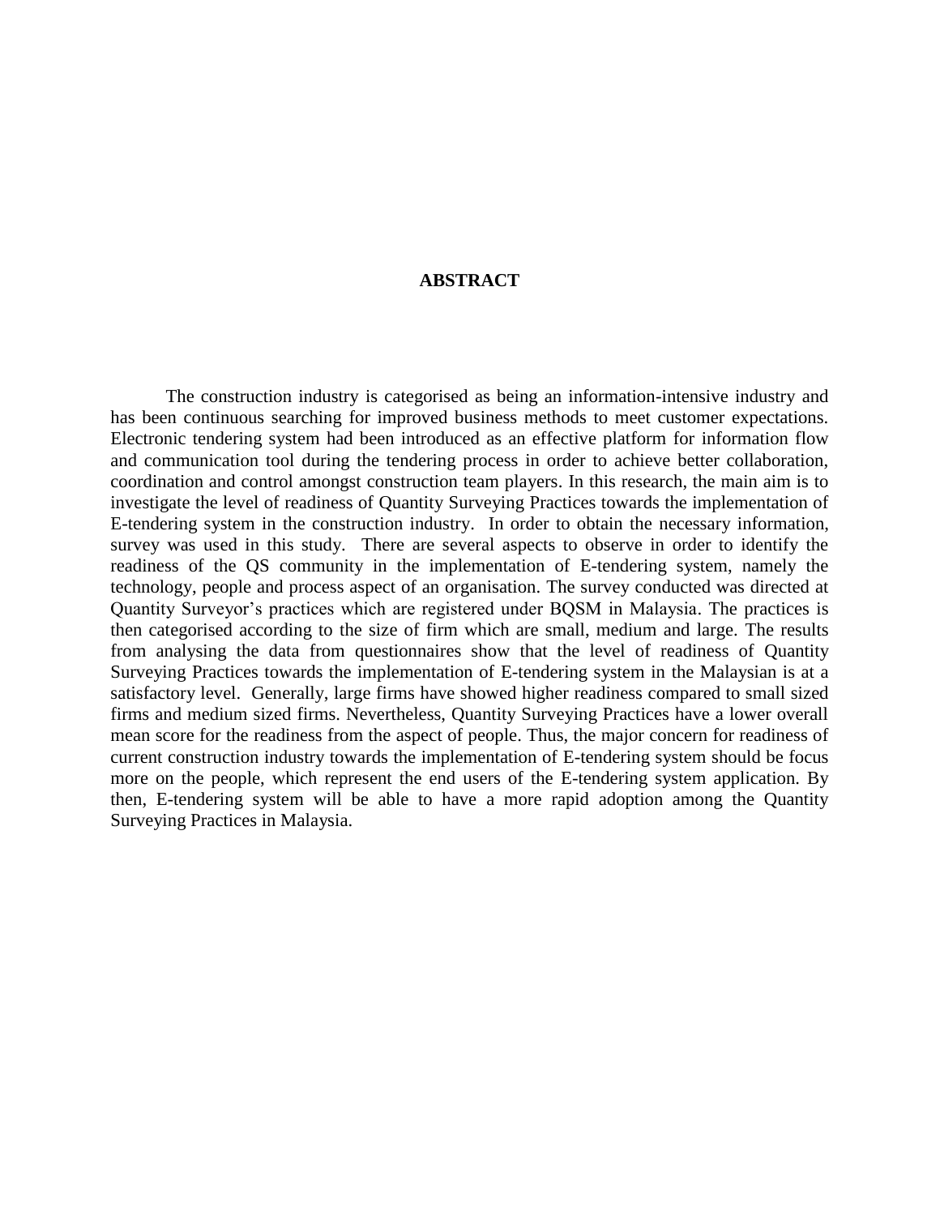# ABSTRACT

The construction industry is categorised as being an information-intensive industry and has been continuous searching for improved business methods to meet customer expectations. Electronic tendering system had been introduced as an effective platform for information flow and communication tool during the tendering process in order to achieve better collaboration, coordination and control amongst construction team players. In this research, the main aim is to investigate the level of readiness of Quantity Surveying Practices towards the implementation of E-tendering system in the construction industry. In order to obtain the necessary information, survey was used in this study. There are several aspects to observe in order to identify the readiness of the QS community in the implementation of E-tendering system, namely the technology, people and process aspect of an organisation. The survey conducted was directed at Quantity Surveyor's practices which are registered under BQSM in Malaysia. The practices is then categorised according to the size of firm which are small, medium and large. The results from analysing the data from questionnaires show that the level of readiness of Quantity Surveying Practices towards the implementation of E-tendering system in the Malaysian is at a satisfactory level. Generally, large firms have showed higher readiness compared to small sized firms and medium sized firms. Nevertheless, Quantity Surveying Practices have a lower overall mean score for the readiness from the aspect of people. Thus, the major concern for readiness of current construction industry towards the implementation of E-tendering system should be focus more on the people, which represent the end users of the E-tendering system application. By then, E-tendering system will be able to have a more rapid adoption among the Quantity Surveying Practices in Malaysia.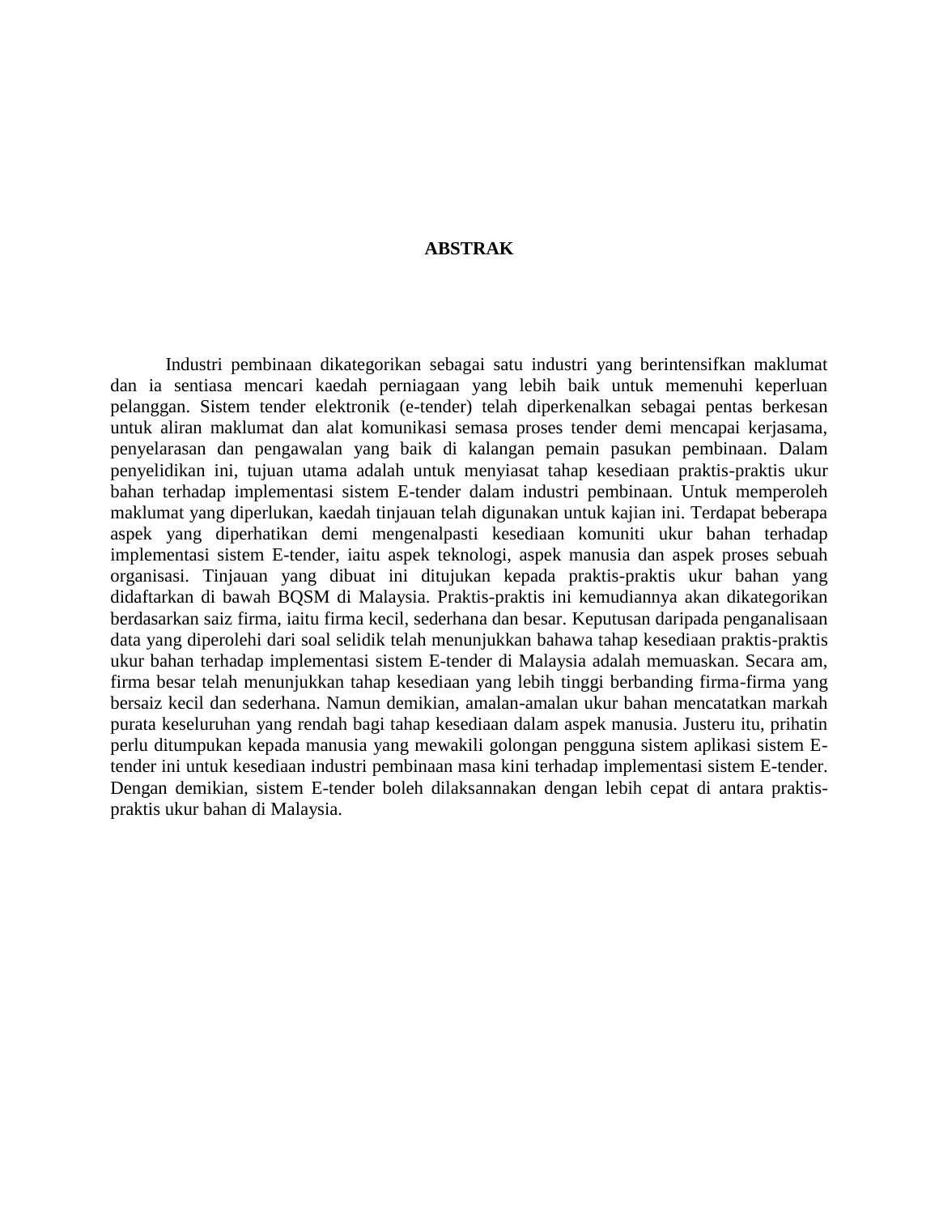# ABSTRAK

Industri pembinaan dikategorikan sebagai satu industri yang berintensifkan maklumat dan ia sentiasa mencari kaedah perniagaan yang lebih baik untuk memenuhi keperluan pelanggan. Sistem tender elektronik (e-tender) telah diperkenalkan sebagai pentas berkesan untuk aliran maklumat dan alat komunikasi semasa proses tender demi mencapai kerjasama, penyelarasan dan pengawalan yang baik di kalangan pemain pasukan pembinaan. Dalam penyelidikan ini, tujuan utama adalah untuk menyiasat tahap kesediaan praktis-praktis ukur bahan terhadap implementasi sistem E-tender dalam industri pembinaan. Untuk memperoleh maklumat yang diperlukan, kaedah tinjauan telah digunakan untuk kajian ini. Terdapat beberapa aspek yang diperhatikan demi mengenalpasti kesediaan komuniti ukur bahan terhadap implementasi sistem E-tender, iaitu aspek teknologi, aspek manusia dan aspek proses sebuah organisasi. Tinjauan yang dibuat ini ditujukan kepada praktis-praktis ukur bahan yang didaftarkan di bawah BQSM di Malaysia. Praktis-praktis ini kemudiannya akan dikategorikan berdasarkan saiz firma, iaitu firma kecil, sederhana dan besar. Keputusan daripada penganalisaan data yang diperolehi dari soal selidik telah menunjukkan bahawa tahap kesediaan praktis-praktis ukur bahan terhadap implementasi sistem E-tender di Malaysia adalah memuaskan. Secara am, firma besar telah menunjukkan tahap kesediaan yang lebih tinggi berbanding firma-firma yang bersaiz kecil dan sederhana. Namun demikian, amalan-amalan ukur bahan mencatatkan markah purata keseluruhan yang rendah bagi tahap kesediaan dalam aspek manusia. Justeru itu, prihatin perlu ditumpukan kepada manusia yang mewakili golongan pengguna sistem aplikasi sistem E-tender ini untuk kesediaan industri pembinaan masa kini terhadap implementasi sistem E-tender. Dengan demikian, sistem E-tender boleh dilaksannakan dengan lebih cepat di antara praktis-praktis ukur bahan di Malaysia.